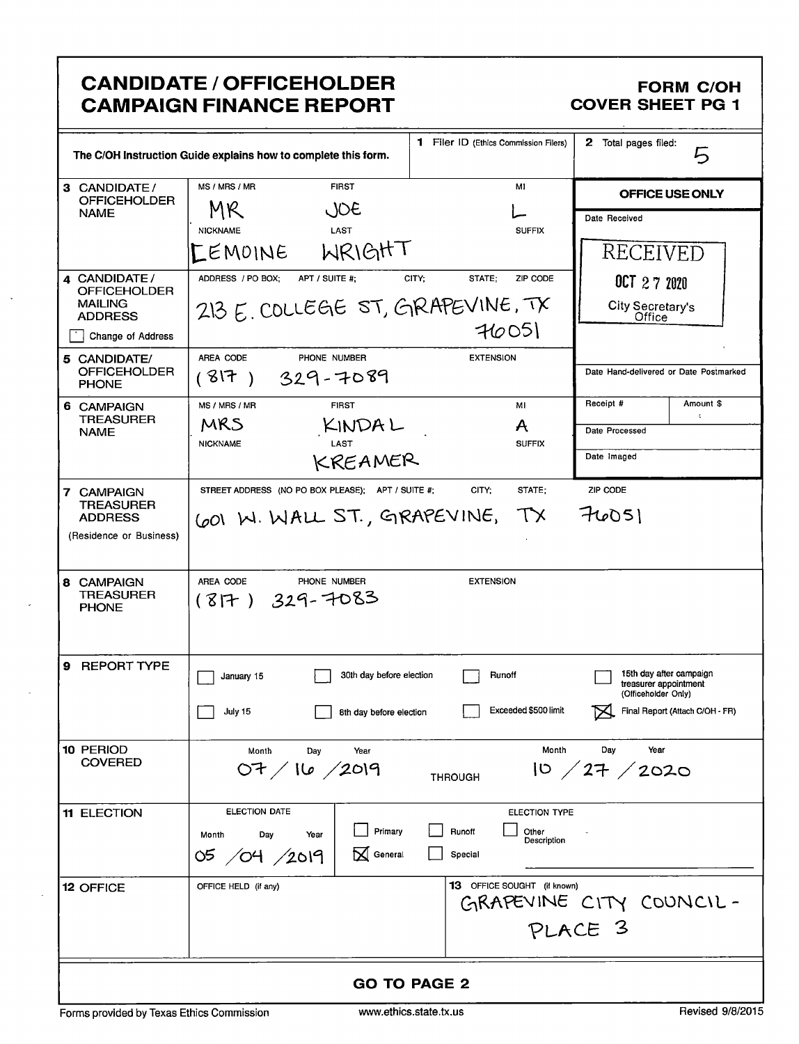# CANDIDATE / OFFICEHOLDER CAMPAIGN FINANCE REPORT

**FORM C/OH COVER SHEET PG 1**

The C/OH Instruction Guide explains how to complete this form.

| | | | |
|---|---|---|---|
| **1** Filer ID (Ethics Commission Filers) | | **2** Total pages filed: | 5 |

| Field | Details |
|---|---|
| **3 CANDIDATE / OFFICEHOLDER NAME** | MS / MRS / MR: MR; FIRST: JOE; MI: L; NICKNAME: LEMOINE; LAST: WRIGHT; SUFFIX: |
| **4 CANDIDATE / OFFICEHOLDER MAILING ADDRESS** ☐ Change of Address | ADDRESS / PO BOX; APT / SUITE #; CITY; STATE; ZIP CODE: 213 E. COLLEGE ST, GRAPEVINE, TX 76051 |
| **5 CANDIDATE / OFFICEHOLDER PHONE** | AREA CODE / PHONE NUMBER / EXTENSION: (817) 329-7089 |
| **6 CAMPAIGN TREASURER NAME** | MS / MRS / MR: MRS; FIRST: KINDAL; MI: A; NICKNAME: ; LAST: KREAMER; SUFFIX: |
| **7 CAMPAIGN TREASURER ADDRESS** (Residence or Business) | STREET ADDRESS (NO PO BOX PLEASE); APT / SUITE #; CITY; STATE; ZIP CODE: 601 W. WALL ST., GRAPEVINE, TX 76051 |
| **8 CAMPAIGN TREASURER PHONE** | AREA CODE / PHONE NUMBER / EXTENSION: (817) 329-7083 |

**OFFICE USE ONLY**

- Date Received: RECEIVED OCT 27 2020 City Secretary's Office
- Date Hand-delivered or Date Postmarked:
- Receipt #: | Amount $:
- Date Processed:
- Date Imaged:

**9 REPORT TYPE**

- ☐ January 15
- ☐ July 15
- ☐ 30th day before election
- ☐ 8th day before election
- ☐ Runoff
- ☐ Exceeded $500 limit
- ☐ 15th day after campaign treasurer appointment (Officeholder Only)
- ☒ Final Report (Attach C/OH - FR)

**10 PERIOD COVERED**

Month / Day / Year: 07 / 16 / 2019 THROUGH Month / Day / Year: 10 / 27 / 2020

**11 ELECTION**

ELECTION DATE — Month / Day / Year: 05 / 04 / 2019

ELECTION TYPE:
- ☐ Primary
- ☒ General
- ☐ Runoff
- ☐ Special
- ☐ Other Description

**12 OFFICE**

OFFICE HELD (if any):

**13** OFFICE SOUGHT (if known): GRAPEVINE CITY COUNCIL - PLACE 3

**GO TO PAGE 2**

Forms provided by Texas Ethics Commission www.ethics.state.tx.us Revised 9/8/2015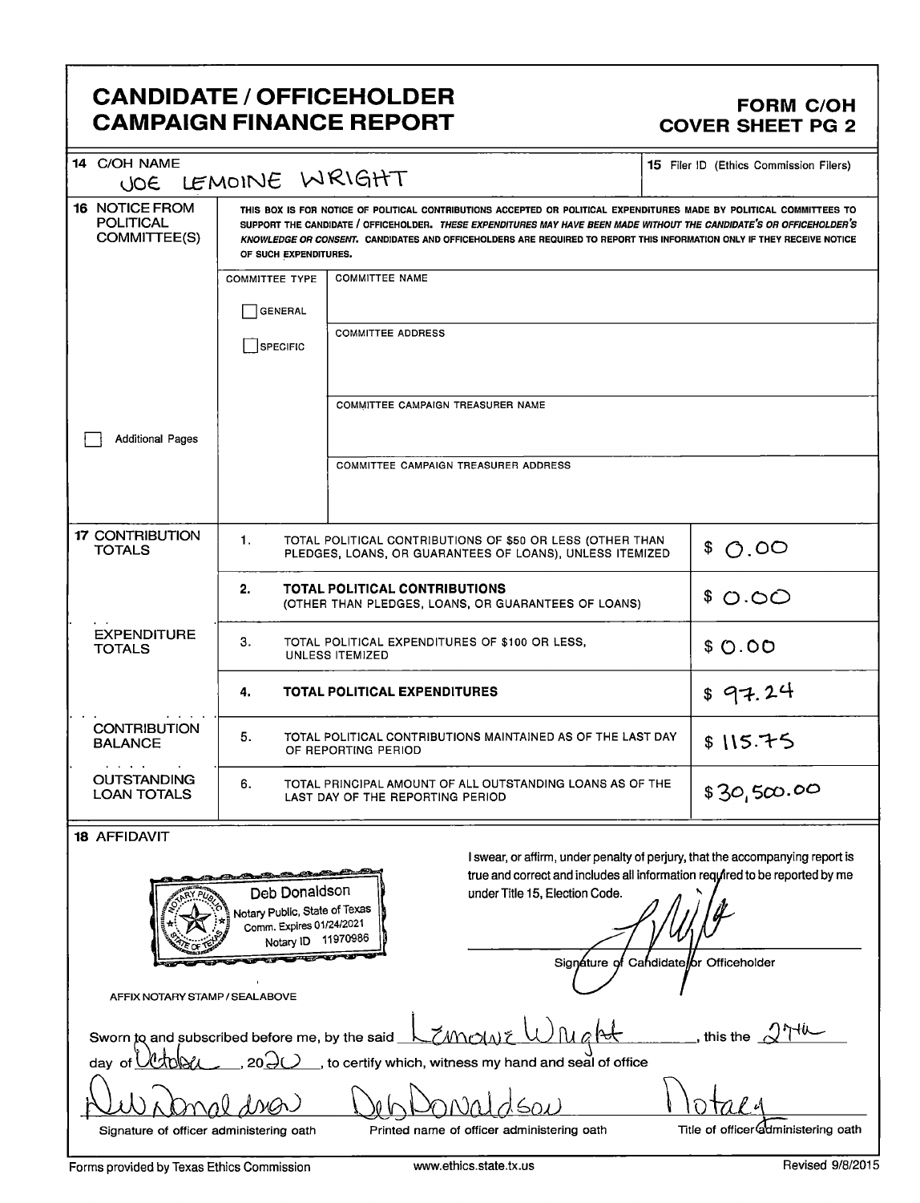# CANDIDATE / OFFICEHOLDER CAMPAIGN FINANCE REPORT

**FORM C/OH COVER SHEET PG 2**

| | | |
|---|---|---|
| **14** C/OH NAME | JOE LEMOINE WRIGHT | **15** Filer ID (Ethics Commission Filers) |

**16 NOTICE FROM POLITICAL COMMITTEE(S)**

THIS BOX IS FOR NOTICE OF POLITICAL CONTRIBUTIONS ACCEPTED OR POLITICAL EXPENDITURES MADE BY POLITICAL COMMITTEES TO SUPPORT THE CANDIDATE / OFFICEHOLDER. *THESE EXPENDITURES MAY HAVE BEEN MADE WITHOUT THE CANDIDATE'S OR OFFICEHOLDER'S KNOWLEDGE OR CONSENT.* CANDIDATES AND OFFICEHOLDERS ARE REQUIRED TO REPORT THIS INFORMATION ONLY IF THEY RECEIVE NOTICE OF SUCH EXPENDITURES.

| COMMITTEE TYPE | |
|---|---|
| ☐ GENERAL | COMMITTEE NAME |
| ☐ SPECIFIC | COMMITTEE ADDRESS |
| | COMMITTEE CAMPAIGN TREASURER NAME |
| | COMMITTEE CAMPAIGN TREASURER ADDRESS |

☐ Additional Pages

| | | | |
|---|---|---|---|
| **17** CONTRIBUTION TOTALS | 1. | TOTAL POLITICAL CONTRIBUTIONS OF $50 OR LESS (OTHER THAN PLEDGES, LOANS, OR GUARANTEES OF LOANS), UNLESS ITEMIZED | $ 0.00 |
| | 2. | **TOTAL POLITICAL CONTRIBUTIONS** (OTHER THAN PLEDGES, LOANS, OR GUARANTEES OF LOANS) | $ 0.00 |
| EXPENDITURE TOTALS | 3. | TOTAL POLITICAL EXPENDITURES OF $100 OR LESS, UNLESS ITEMIZED | $ 0.00 |
| | 4. | **TOTAL POLITICAL EXPENDITURES** | $ 97.24 |
| CONTRIBUTION BALANCE | 5. | TOTAL POLITICAL CONTRIBUTIONS MAINTAINED AS OF THE LAST DAY OF REPORTING PERIOD | $ 115.75 |
| OUTSTANDING LOAN TOTALS | 6. | TOTAL PRINCIPAL AMOUNT OF ALL OUTSTANDING LOANS AS OF THE LAST DAY OF THE REPORTING PERIOD | $ 30,500.00 |

**18** AFFIDAVIT

Deb Donaldson
Notary Public, State of Texas
Comm. Expires 01/24/2021
Notary ID 11970986

AFFIX NOTARY STAMP / SEALABOVE

I swear, or affirm, under penalty of perjury, that the accompanying report is true and correct and includes all information required to be reported by me under Title 15, Election Code.

[Signature]

Signature of Candidate or Officeholder

Sworn to and subscribed before me, by the said Lemoine Wright, this the 27th day of October, 2020, to certify which, witness my hand and seal of office

| [Signature] | Deb Donaldson | Notary |
|---|---|---|
| Signature of officer administering oath | Printed name of officer administering oath | Title of officer administering oath |

Forms provided by Texas Ethics Commission www.ethics.state.tx.us Revised 9/8/2015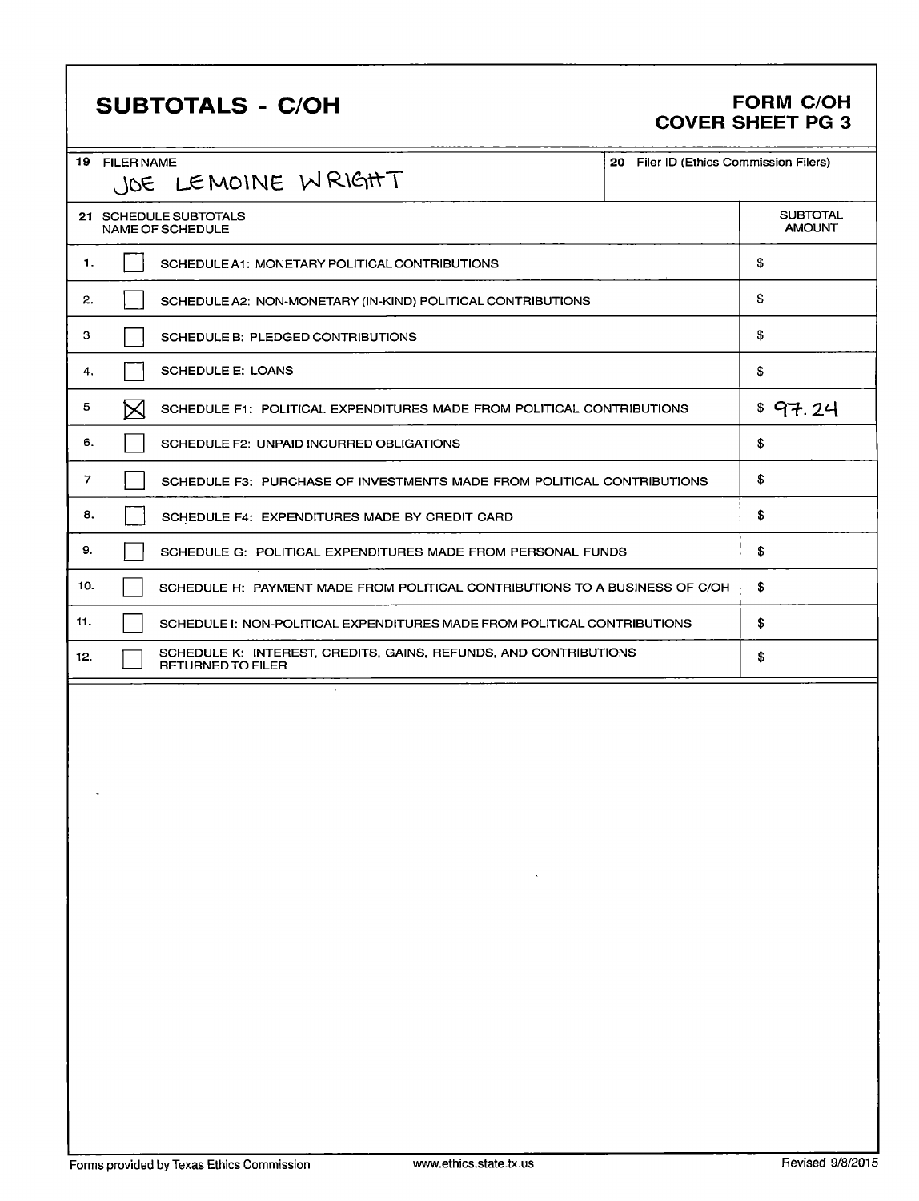# SUBTOTALS - C/OH

**FORM C/OH**
**COVER SHEET PG 3**

| 19 FILER NAME | 20 Filer ID (Ethics Commission Filers) |
|---|---|
| JOE LEMOINE WRIGHT | |

| 21 SCHEDULE SUBTOTALS | | NAME OF SCHEDULE | SUBTOTAL AMOUNT |
|---|---|---|---|
| 1. | ☐ | SCHEDULE A1: MONETARY POLITICAL CONTRIBUTIONS | $ |
| 2. | ☐ | SCHEDULE A2: NON-MONETARY (IN-KIND) POLITICAL CONTRIBUTIONS | $ |
| 3 | ☐ | SCHEDULE B: PLEDGED CONTRIBUTIONS | $ |
| 4. | ☐ | SCHEDULE E: LOANS | $ |
| 5 | ☒ | SCHEDULE F1: POLITICAL EXPENDITURES MADE FROM POLITICAL CONTRIBUTIONS | $ 97.24 |
| 6. | ☐ | SCHEDULE F2: UNPAID INCURRED OBLIGATIONS | $ |
| 7 | ☐ | SCHEDULE F3: PURCHASE OF INVESTMENTS MADE FROM POLITICAL CONTRIBUTIONS | $ |
| 8. | ☐ | SCHEDULE F4: EXPENDITURES MADE BY CREDIT CARD | $ |
| 9. | ☐ | SCHEDULE G: POLITICAL EXPENDITURES MADE FROM PERSONAL FUNDS | $ |
| 10. | ☐ | SCHEDULE H: PAYMENT MADE FROM POLITICAL CONTRIBUTIONS TO A BUSINESS OF C/OH | $ |
| 11. | ☐ | SCHEDULE I: NON-POLITICAL EXPENDITURES MADE FROM POLITICAL CONTRIBUTIONS | $ |
| 12. | ☐ | SCHEDULE K: INTEREST, CREDITS, GAINS, REFUNDS, AND CONTRIBUTIONS RETURNED TO FILER | $ |

Forms provided by Texas Ethics Commission www.ethics.state.tx.us Revised 9/8/2015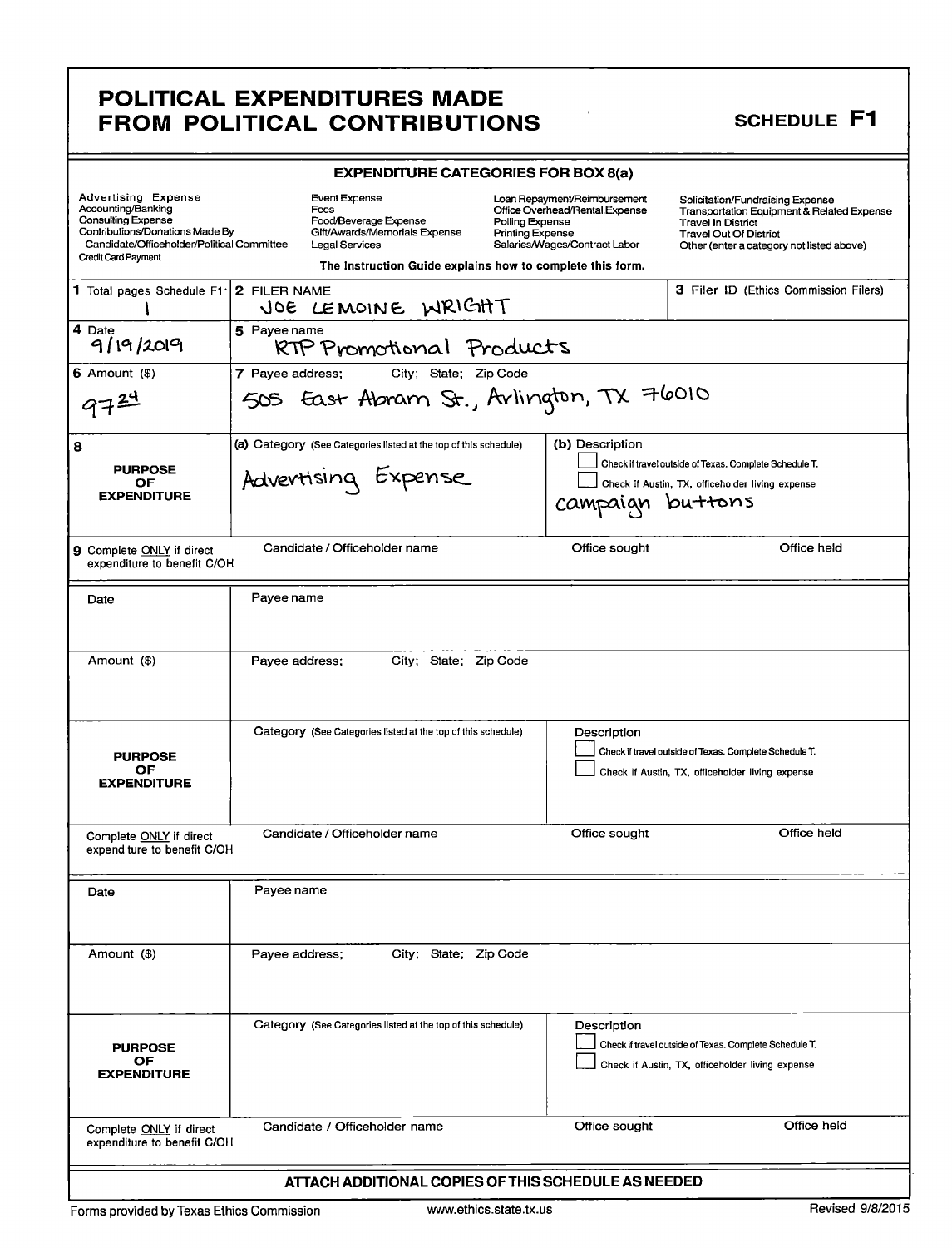# POLITICAL EXPENDITURES MADE FROM POLITICAL CONTRIBUTIONS

## SCHEDULE F1

**EXPENDITURE CATEGORIES FOR BOX 8(a)**

| | | | |
|---|---|---|---|
| Advertising Expense | Event Expense | Loan Repayment/Reimbursement | Solicitation/Fundraising Expense |
| Accounting/Banking | Fees | Office Overhead/Rental Expense | Transportation Equipment & Related Expense |
| Consulting Expense | Food/Beverage Expense | Polling Expense | Travel In District |
| Contributions/Donations Made By Candidate/Officeholder/Political Committee | Gift/Awards/Memorials Expense | Printing Expense | Travel Out Of District |
| Credit Card Payment | Legal Services | Salaries/Wages/Contract Labor | Other (enter a category not listed above) |

The Instruction Guide explains how to complete this form.

| | | |
|---|---|---|
| **1** Total pages Schedule F1: 1 | **2** FILER NAME: JOE LEMOINE WRIGHT | **3** Filer ID (Ethics Commission Filers) |
| **4** Date: 9/19/2019 | **5** Payee name: RTP Promotional Products | |
| **6** Amount ($): 97.24 | **7** Payee address; City; State; Zip Code: 505 East Abram St., Arlington, TX 76010 | |
| **8** PURPOSE OF EXPENDITURE | (a) Category (See Categories listed at the top of this schedule): Advertising Expense | (b) Description: ☐ Check if travel outside of Texas. Complete Schedule T. ☐ Check if Austin, TX, officeholder living expense. campaign buttons |
| **9** Complete ONLY if direct expenditure to benefit C/OH | Candidate / Officeholder name: | Office sought: Office held: |

| | | |
|---|---|---|
| Date | Payee name | |
| Amount ($) | Payee address; City; State; Zip Code | |
| PURPOSE OF EXPENDITURE | Category (See Categories listed at the top of this schedule) | Description ☐ Check if travel outside of Texas. Complete Schedule T. ☐ Check if Austin, TX, officeholder living expense |
| Complete ONLY if direct expenditure to benefit C/OH | Candidate / Officeholder name | Office sought: Office held: |

| | | |
|---|---|---|
| Date | Payee name | |
| Amount ($) | Payee address; City; State; Zip Code | |
| PURPOSE OF EXPENDITURE | Category (See Categories listed at the top of this schedule) | Description ☐ Check if travel outside of Texas. Complete Schedule T. ☐ Check if Austin, TX, officeholder living expense |
| Complete ONLY if direct expenditure to benefit C/OH | Candidate / Officeholder name | Office sought: Office held: |

**ATTACH ADDITIONAL COPIES OF THIS SCHEDULE AS NEEDED**

Forms provided by Texas Ethics Commission www.ethics.state.tx.us Revised 9/8/2015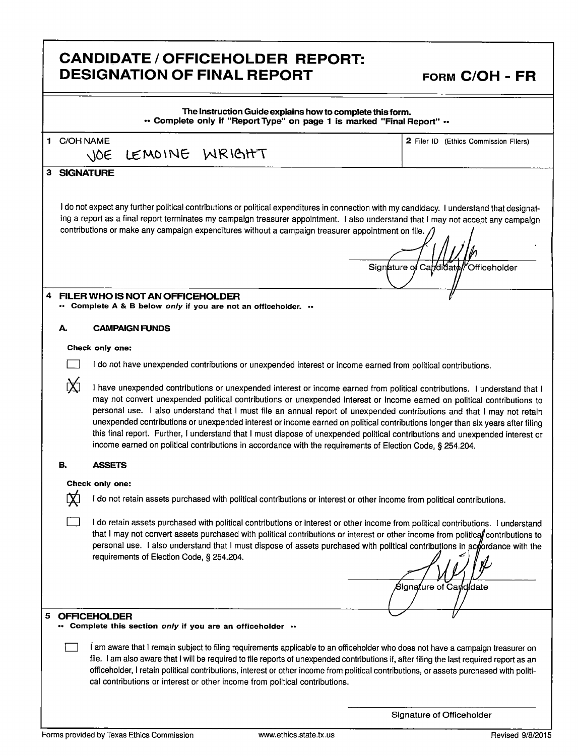# CANDIDATE / OFFICEHOLDER REPORT: DESIGNATION OF FINAL REPORT

**FORM C/OH - FR**

**The Instruction Guide explains how to complete this form.**
**•• Complete only if "Report Type" on page 1 is marked "Final Report" ••**

**1** C/OH NAME

JOE LEMOINE WRIGHT

**2** Filer ID (Ethics Commission Filers)

**3 SIGNATURE**

I do not expect any further political contributions or political expenditures in connection with my candidacy. I understand that designating a report as a final report terminates my campaign treasurer appointment. I also understand that I may not accept any campaign contributions or make any campaign expenditures without a campaign treasurer appointment on file.

Signature of Candidate / Officeholder

**4 FILER WHO IS NOT AN OFFICEHOLDER**
**•• Complete A & B below *only* if you are not an officeholder. ••**

**A. CAMPAIGN FUNDS**

**Check only one:**

- [ ] I do not have unexpended contributions or unexpended interest or income earned from political contributions.
- [x] I have unexpended contributions or unexpended interest or income earned from political contributions. I understand that I may not convert unexpended political contributions or unexpended interest or income earned on political contributions to personal use. I also understand that I must file an annual report of unexpended contributions and that I may not retain unexpended contributions or unexpended interest or income earned on political contributions longer than six years after filing this final report. Further, I understand that I must dispose of unexpended political contributions and unexpended interest or income earned on political contributions in accordance with the requirements of Election Code, § 254.204.

**B. ASSETS**

**Check only one:**

- [x] I do not retain assets purchased with political contributions or interest or other income from political contributions.
- [ ] I do retain assets purchased with political contributions or interest or other income from political contributions. I understand that I may not convert assets purchased with political contributions or interest or other income from political contributions to personal use. I also understand that I must dispose of assets purchased with political contributions in accordance with the requirements of Election Code, § 254.204.

Signature of Candidate

**5 OFFICEHOLDER**
**•• Complete this section *only* if you are an officeholder ••**

- [ ] I am aware that I remain subject to filing requirements applicable to an officeholder who does not have a campaign treasurer on file. I am also aware that I will be required to file reports of unexpended contributions if, after filing the last required report as an officeholder, I retain political contributions, interest or other income from political contributions, or assets purchased with political contributions or interest or other income from political contributions.

Signature of Officeholder

Forms provided by Texas Ethics Commission www.ethics.state.tx.us Revised 9/8/2015